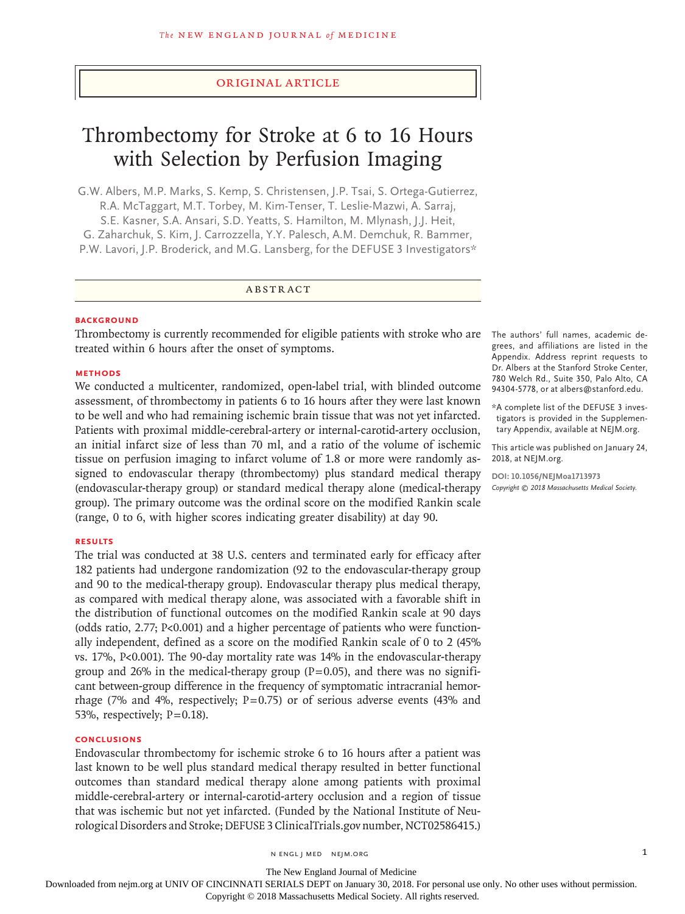ORIGINAL ARTICLE

# Thrombectomy for Stroke at 6 to 16 Hours with Selection by Perfusion Imaging

G.W. Albers, M.P. Marks, S. Kemp, S. Christensen, J.P. Tsai, S. Ortega-Gutierrez, R.A. McTaggart, M.T. Torbey, M. Kim-Tenser, T. Leslie-Mazwi, A. Sarraj, S.E. Kasner, S.A. Ansari, S.D. Yeatts, S. Hamilton, M. Mlynash, J.J. Heit, G. Zaharchuk, S. Kim, J. Carrozzella, Y.Y. Palesch, A.M. Demchuk, R. Bammer, P.W. Lavori, J.P. Broderick, and M.G. Lansberg, for the DEFUSE 3 Investigators*

## ABSTRACT

### BACKGROUND

Thrombectomy is currently recommended for eligible patients with stroke who are treated within 6 hours after the onset of symptoms.

### METHODS

We conducted a multicenter, randomized, open-label trial, with blinded outcome assessment, of thrombectomy in patients 6 to 16 hours after they were last known to be well and who had remaining ischemic brain tissue that was not yet infarcted. Patients with proximal middle-cerebral-artery or internal-carotid-artery occlusion, an initial infarct size of less than 70 ml, and a ratio of the volume of ischemic tissue on perfusion imaging to infarct volume of 1.8 or more were randomly assigned to endovascular therapy (thrombectomy) plus standard medical therapy (endovascular-therapy group) or standard medical therapy alone (medical-therapy group). The primary outcome was the ordinal score on the modified Rankin scale (range, 0 to 6, with higher scores indicating greater disability) at day 90.

### RESULTS

The trial was conducted at 38 U.S. centers and terminated early for efficacy after 182 patients had undergone randomization (92 to the endovascular-therapy group and 90 to the medical-therapy group). Endovascular therapy plus medical therapy, as compared with medical therapy alone, was associated with a favorable shift in the distribution of functional outcomes on the modified Rankin scale at 90 days (odds ratio, 2.77; P<0.001) and a higher percentage of patients who were functionally independent, defined as a score on the modified Rankin scale of 0 to 2 (45% vs. 17%, P<0.001). The 90-day mortality rate was 14% in the endovascular-therapy group and 26% in the medical-therapy group (P=0.05), and there was no significant between-group difference in the frequency of symptomatic intracranial hemorrhage (7% and 4%, respectively; P=0.75) or of serious adverse events (43% and 53%, respectively; P=0.18).

### CONCLUSIONS

Endovascular thrombectomy for ischemic stroke 6 to 16 hours after a patient was last known to be well plus standard medical therapy resulted in better functional outcomes than standard medical therapy alone among patients with proximal middle-cerebral-artery or internal-carotid-artery occlusion and a region of tissue that was ischemic but not yet infarcted. (Funded by the National Institute of Neurological Disorders and Stroke; DEFUSE 3 ClinicalTrials.gov number, NCT02586415.)

The authors' full names, academic degrees, and affiliations are listed in the Appendix. Address reprint requests to Dr. Albers at the Stanford Stroke Center, 780 Welch Rd., Suite 350, Palo Alto, CA 94304-5778, or at albers@stanford.edu.

*A complete list of the DEFUSE 3 investigators is provided in the Supplementary Appendix, available at NEJM.org.

This article was published on January 24, 2018, at NEJM.org.

DOI: 10.1056/NEJMoa1713973

*Copyright © 2018 Massachusetts Medical Society.*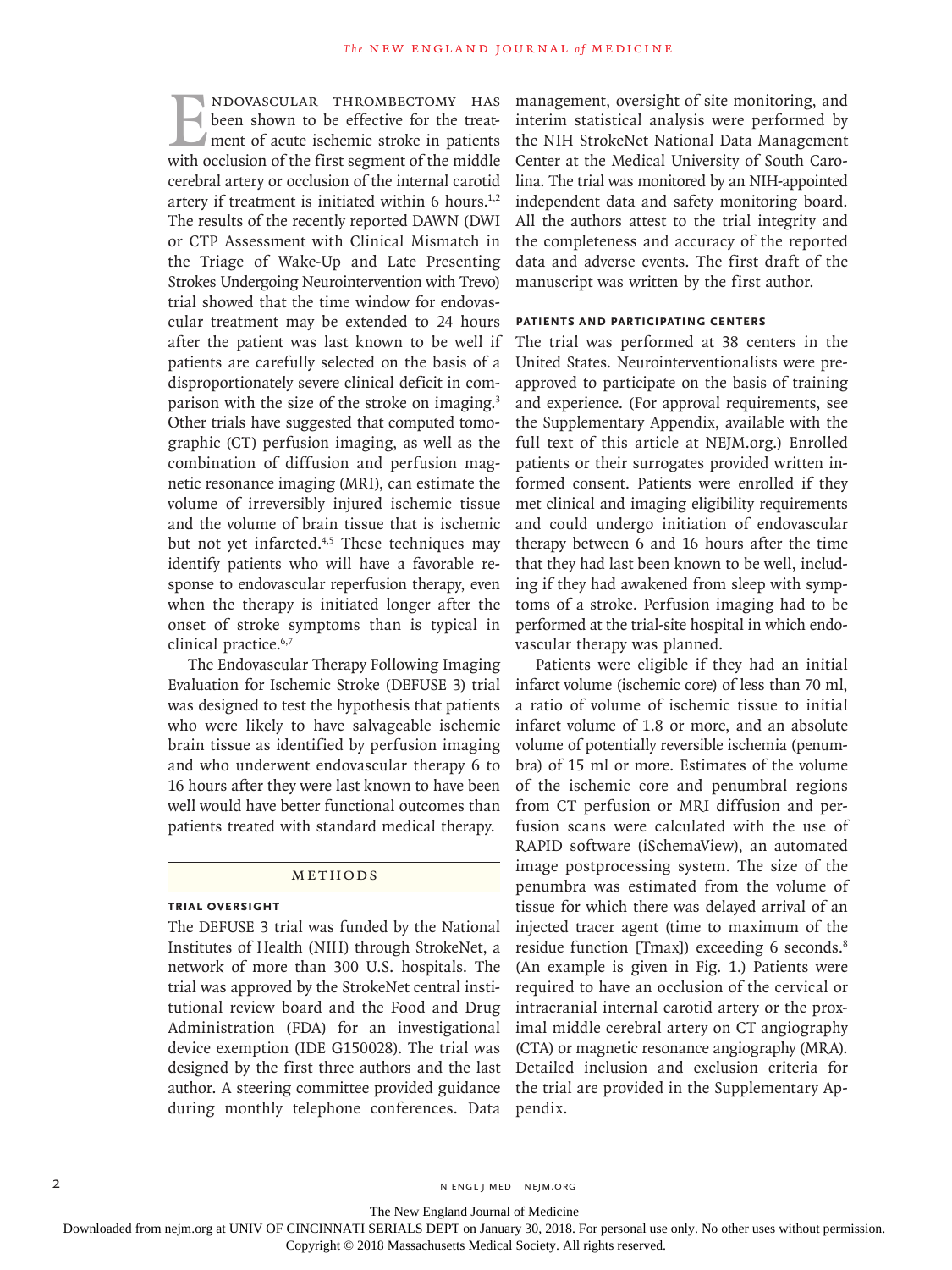Endovascular thrombectomy has been shown to be effective for the treatment of acute ischemic stroke in patients with occlusion of the first segment of the middle cerebral artery or occlusion of the internal carotid artery if treatment is initiated within 6 hours.[1,2] The results of the recently reported DAWN (DWI or CTP Assessment with Clinical Mismatch in the Triage of Wake-Up and Late Presenting Strokes Undergoing Neurointervention with Trevo) trial showed that the time window for endovascular treatment may be extended to 24 hours after the patient was last known to be well if patients are carefully selected on the basis of a disproportionately severe clinical deficit in comparison with the size of the stroke on imaging.[3] Other trials have suggested that computed tomographic (CT) perfusion imaging, as well as the combination of diffusion and perfusion magnetic resonance imaging (MRI), can estimate the volume of irreversibly injured ischemic tissue and the volume of brain tissue that is ischemic but not yet infarcted.[4,5] These techniques may identify patients who will have a favorable response to endovascular reperfusion therapy, even when the therapy is initiated longer after the onset of stroke symptoms than is typical in clinical practice.[6,7]

The Endovascular Therapy Following Imaging Evaluation for Ischemic Stroke (DEFUSE 3) trial was designed to test the hypothesis that patients who were likely to have salvageable ischemic brain tissue as identified by perfusion imaging and who underwent endovascular therapy 6 to 16 hours after they were last known to have been well would have better functional outcomes than patients treated with standard medical therapy.

## Methods

### Trial Oversight

The DEFUSE 3 trial was funded by the National Institutes of Health (NIH) through StrokeNet, a network of more than 300 U.S. hospitals. The trial was approved by the StrokeNet central institutional review board and the Food and Drug Administration (FDA) for an investigational device exemption (IDE G150028). The trial was designed by the first three authors and the last author. A steering committee provided guidance during monthly telephone conferences. Data management, oversight of site monitoring, and interim statistical analysis were performed by the NIH StrokeNet National Data Management Center at the Medical University of South Carolina. The trial was monitored by an NIH-appointed independent data and safety monitoring board. All the authors attest to the trial integrity and the completeness and accuracy of the reported data and adverse events. The first draft of the manuscript was written by the first author.

### Patients and Participating Centers

The trial was performed at 38 centers in the United States. Neurointerventionalists were preapproved to participate on the basis of training and experience. (For approval requirements, see the Supplementary Appendix, available with the full text of this article at NEJM.org.) Enrolled patients or their surrogates provided written informed consent. Patients were enrolled if they met clinical and imaging eligibility requirements and could undergo initiation of endovascular therapy between 6 and 16 hours after the time that they had last been known to be well, including if they had awakened from sleep with symptoms of a stroke. Perfusion imaging had to be performed at the trial-site hospital in which endovascular therapy was planned.

Patients were eligible if they had an initial infarct volume (ischemic core) of less than 70 ml, a ratio of volume of ischemic tissue to initial infarct volume of 1.8 or more, and an absolute volume of potentially reversible ischemia (penumbra) of 15 ml or more. Estimates of the volume of the ischemic core and penumbral regions from CT perfusion or MRI diffusion and perfusion scans were calculated with the use of RAPID software (iSchemaView), an automated image postprocessing system. The size of the penumbra was estimated from the volume of tissue for which there was delayed arrival of an injected tracer agent (time to maximum of the residue function [Tmax]) exceeding 6 seconds.[8] (An example is given in Fig. 1.) Patients were required to have an occlusion of the cervical or intracranial internal carotid artery or the proximal middle cerebral artery on CT angiography (CTA) or magnetic resonance angiography (MRA). Detailed inclusion and exclusion criteria for the trial are provided in the Supplementary Appendix.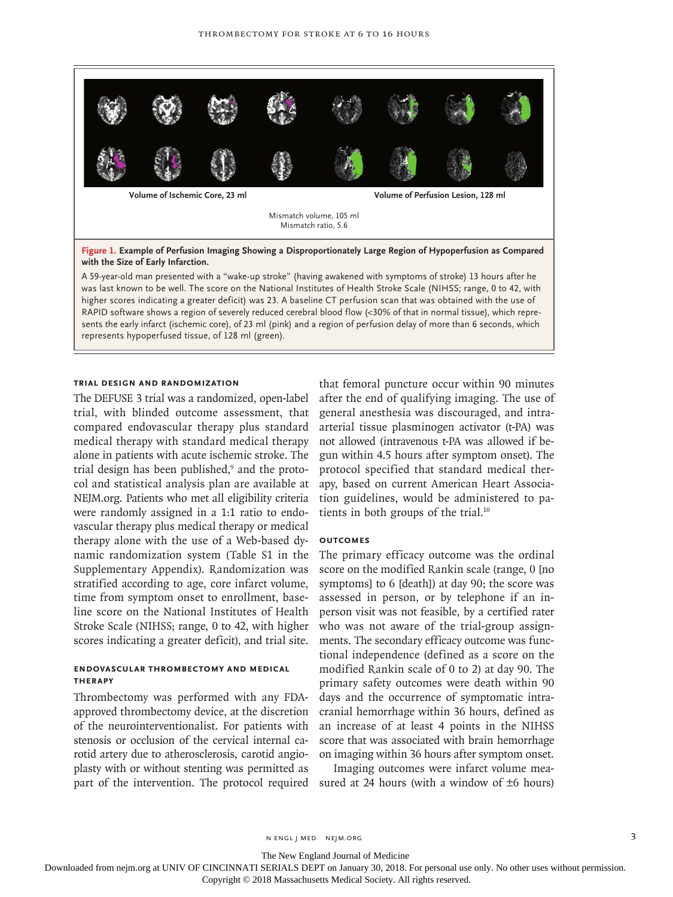Volume of Ischemic Core, 23 ml

Volume of Perfusion Lesion, 128 ml

Mismatch volume, 105 ml
Mismatch ratio, 5.6

**Figure 1. Example of Perfusion Imaging Showing a Disproportionately Large Region of Hypoperfusion as Compared with the Size of Early Infarction.**

A 59-year-old man presented with a "wake-up stroke" (having awakened with symptoms of stroke) 13 hours after he was last known to be well. The score on the National Institutes of Health Stroke Scale (NIHSS; range, 0 to 42, with higher scores indicating a greater deficit) was 23. A baseline CT perfusion scan that was obtained with the use of RAPID software shows a region of severely reduced cerebral blood flow (<30% of that in normal tissue), which represents the early infarct (ischemic core), of 23 ml (pink) and a region of perfusion delay of more than 6 seconds, which represents hypoperfused tissue, of 128 ml (green).

### TRIAL DESIGN AND RANDOMIZATION

The DEFUSE 3 trial was a randomized, open-label trial, with blinded outcome assessment, that compared endovascular therapy plus standard medical therapy with standard medical therapy alone in patients with acute ischemic stroke. The trial design has been published,[9] and the protocol and statistical analysis plan are available at NEJM.org. Patients who met all eligibility criteria were randomly assigned in a 1:1 ratio to endovascular therapy plus medical therapy or medical therapy alone with the use of a Web-based dynamic randomization system (Table S1 in the Supplementary Appendix). Randomization was stratified according to age, core infarct volume, time from symptom onset to enrollment, baseline score on the National Institutes of Health Stroke Scale (NIHSS; range, 0 to 42, with higher scores indicating a greater deficit), and trial site.

### ENDOVASCULAR THROMBECTOMY AND MEDICAL THERAPY

Thrombectomy was performed with any FDA-approved thrombectomy device, at the discretion of the neurointerventionalist. For patients with stenosis or occlusion of the cervical internal carotid artery due to atherosclerosis, carotid angioplasty with or without stenting was permitted as part of the intervention. The protocol required that femoral puncture occur within 90 minutes after the end of qualifying imaging. The use of general anesthesia was discouraged, and intra-arterial tissue plasminogen activator (t-PA) was not allowed (intravenous t-PA was allowed if begun within 4.5 hours after symptom onset). The protocol specified that standard medical therapy, based on current American Heart Association guidelines, would be administered to patients in both groups of the trial.[10]

### OUTCOMES

The primary efficacy outcome was the ordinal score on the modified Rankin scale (range, 0 [no symptoms] to 6 [death]) at day 90; the score was assessed in person, or by telephone if an in-person visit was not feasible, by a certified rater who was not aware of the trial-group assignments. The secondary efficacy outcome was functional independence (defined as a score on the modified Rankin scale of 0 to 2) at day 90. The primary safety outcomes were death within 90 days and the occurrence of symptomatic intracranial hemorrhage within 36 hours, defined as an increase of at least 4 points in the NIHSS score that was associated with brain hemorrhage on imaging within 36 hours after symptom onset.

Imaging outcomes were infarct volume measured at 24 hours (with a window of ±6 hours)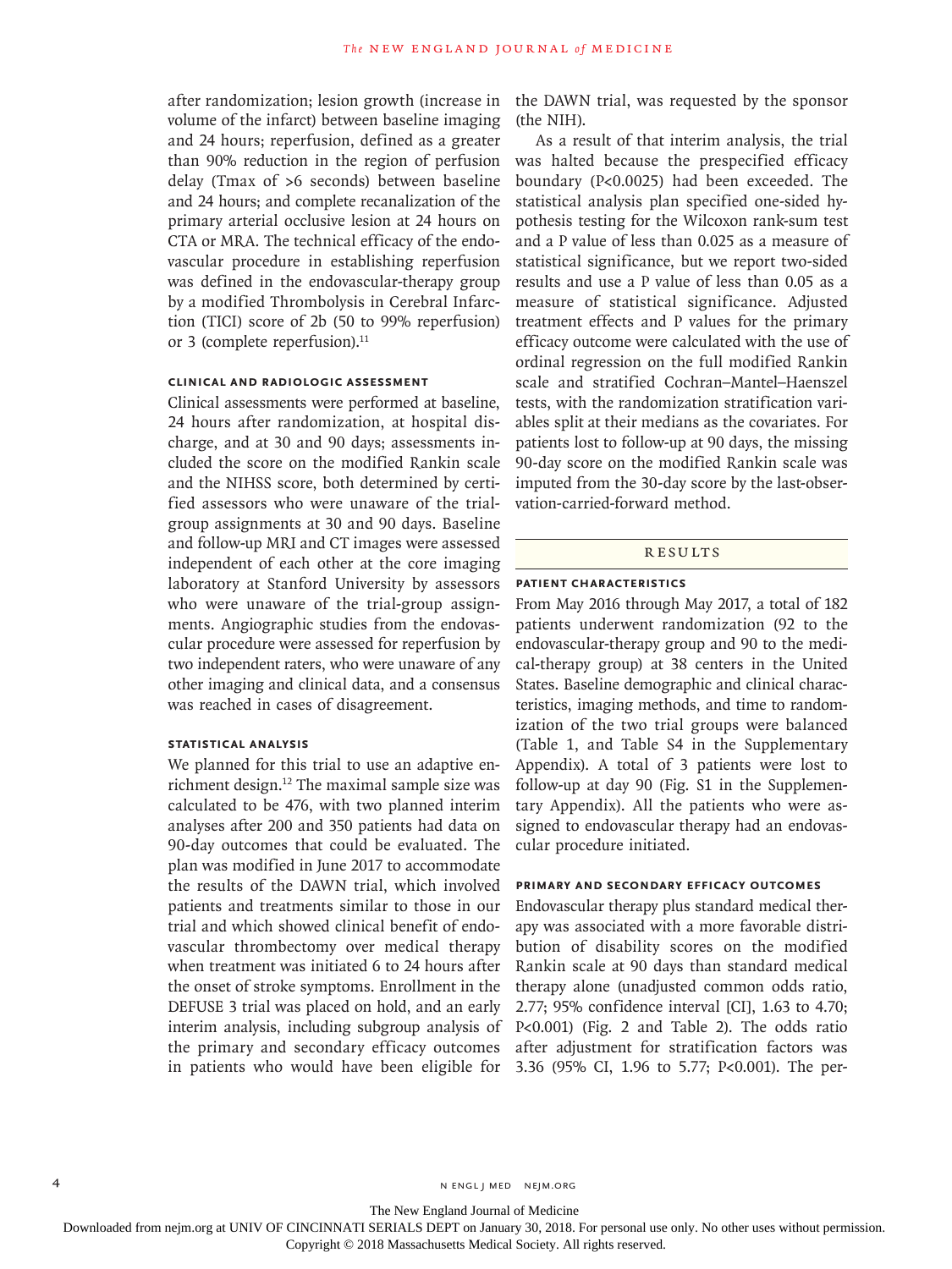after randomization; lesion growth (increase in volume of the infarct) between baseline imaging and 24 hours; reperfusion, defined as a greater than 90% reduction in the region of perfusion delay (Tmax of >6 seconds) between baseline and 24 hours; and complete recanalization of the primary arterial occlusive lesion at 24 hours on CTA or MRA. The technical efficacy of the endovascular procedure in establishing reperfusion was defined in the endovascular-therapy group by a modified Thrombolysis in Cerebral Infarction (TICI) score of 2b (50 to 99% reperfusion) or 3 (complete reperfusion).[11]

### Clinical and Radiologic Assessment

Clinical assessments were performed at baseline, 24 hours after randomization, at hospital discharge, and at 30 and 90 days; assessments included the score on the modified Rankin scale and the NIHSS score, both determined by certified assessors who were unaware of the trial-group assignments at 30 and 90 days. Baseline and follow-up MRI and CT images were assessed independent of each other at the core imaging laboratory at Stanford University by assessors who were unaware of the trial-group assignments. Angiographic studies from the endovascular procedure were assessed for reperfusion by two independent raters, who were unaware of any other imaging and clinical data, and a consensus was reached in cases of disagreement.

### Statistical Analysis

We planned for this trial to use an adaptive enrichment design.[12] The maximal sample size was calculated to be 476, with two planned interim analyses after 200 and 350 patients had data on 90-day outcomes that could be evaluated. The plan was modified in June 2017 to accommodate the results of the DAWN trial, which involved patients and treatments similar to those in our trial and which showed clinical benefit of endovascular thrombectomy over medical therapy when treatment was initiated 6 to 24 hours after the onset of stroke symptoms. Enrollment in the DEFUSE 3 trial was placed on hold, and an early interim analysis, including subgroup analysis of the primary and secondary efficacy outcomes in patients who would have been eligible for the DAWN trial, was requested by the sponsor (the NIH).

As a result of that interim analysis, the trial was halted because the prespecified efficacy boundary ($P<0.0025$) had been exceeded. The statistical analysis plan specified one-sided hypothesis testing for the Wilcoxon rank-sum test and a P value of less than 0.025 as a measure of statistical significance, but we report two-sided results and use a P value of less than 0.05 as a measure of statistical significance. Adjusted treatment effects and P values for the primary efficacy outcome were calculated with the use of ordinal regression on the full modified Rankin scale and stratified Cochran–Mantel–Haenszel tests, with the randomization stratification variables split at their medians as the covariates. For patients lost to follow-up at 90 days, the missing 90-day score on the modified Rankin scale was imputed from the 30-day score by the last-observation-carried-forward method.

## Results

### Patient Characteristics

From May 2016 through May 2017, a total of 182 patients underwent randomization (92 to the endovascular-therapy group and 90 to the medical-therapy group) at 38 centers in the United States. Baseline demographic and clinical characteristics, imaging methods, and time to randomization of the two trial groups were balanced (Table 1, and Table S4 in the Supplementary Appendix). A total of 3 patients were lost to follow-up at day 90 (Fig. S1 in the Supplementary Appendix). All the patients who were assigned to endovascular therapy had an endovascular procedure initiated.

### Primary and Secondary Efficacy Outcomes

Endovascular therapy plus standard medical therapy was associated with a more favorable distribution of disability scores on the modified Rankin scale at 90 days than standard medical therapy alone (unadjusted common odds ratio, 2.77; 95% confidence interval [CI], 1.63 to 4.70; $P<0.001$) (Fig. 2 and Table 2). The odds ratio after adjustment for stratification factors was 3.36 (95% CI, 1.96 to 5.77; $P<0.001$). The per-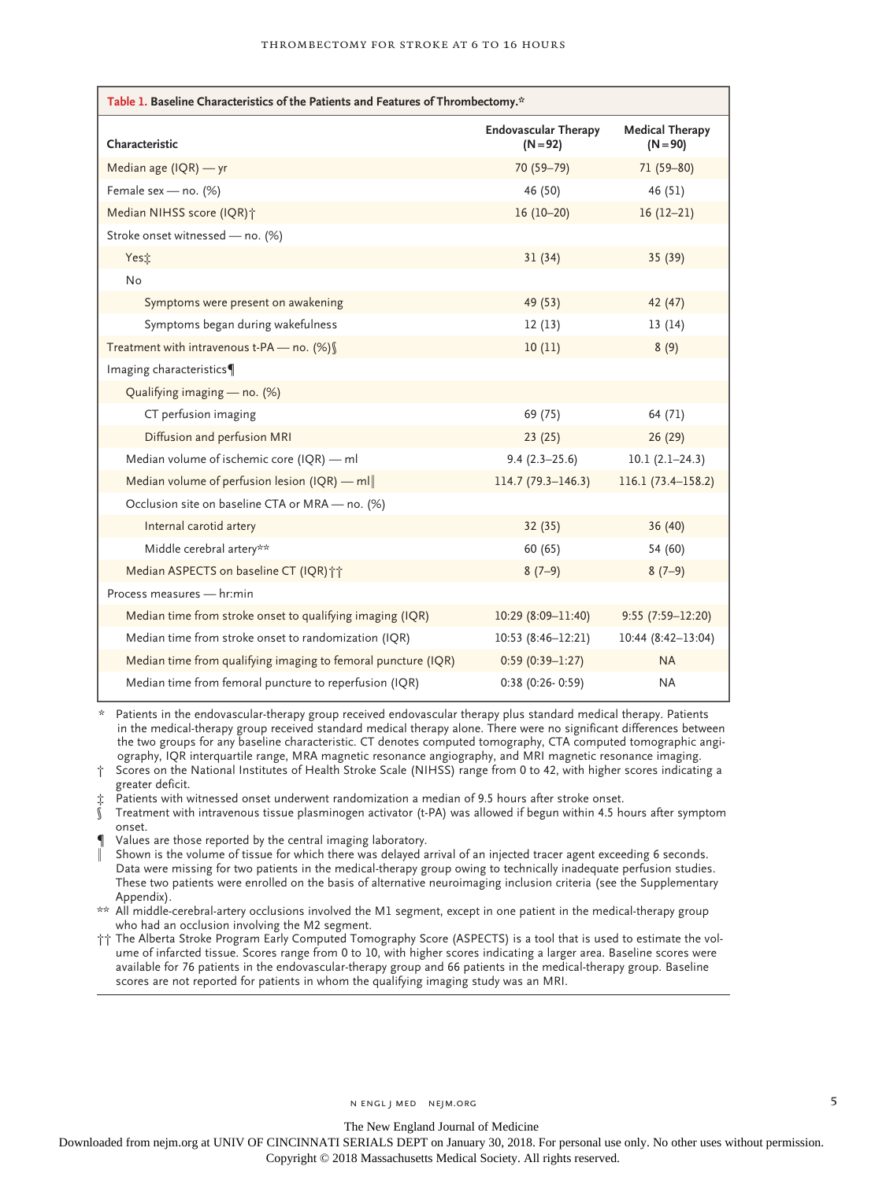**Table 1. Baseline Characteristics of the Patients and Features of Thrombectomy.***

| Characteristic | Endovascular Therapy (N=92) | Medical Therapy (N=90) |
|---|---|---|
| Median age (IQR) — yr | 70 (59–79) | 71 (59–80) |
| Female sex — no. (%) | 46 (50) | 46 (51) |
| Median NIHSS score (IQR)† | 16 (10–20) | 16 (12–21) |
| Stroke onset witnessed — no. (%) | | |
| Yes‡ | 31 (34) | 35 (39) |
| No | | |
| Symptoms were present on awakening | 49 (53) | 42 (47) |
| Symptoms began during wakefulness | 12 (13) | 13 (14) |
| Treatment with intravenous t-PA — no. (%)§ | 10 (11) | 8 (9) |
| Imaging characteristics¶ | | |
| Qualifying imaging — no. (%) | | |
| CT perfusion imaging | 69 (75) | 64 (71) |
| Diffusion and perfusion MRI | 23 (25) | 26 (29) |
| Median volume of ischemic core (IQR) — ml | 9.4 (2.3–25.6) | 10.1 (2.1–24.3) |
| Median volume of perfusion lesion (IQR) — ml‖ | 114.7 (79.3–146.3) | 116.1 (73.4–158.2) |
| Occlusion site on baseline CTA or MRA — no. (%) | | |
| Internal carotid artery | 32 (35) | 36 (40) |
| Middle cerebral artery** | 60 (65) | 54 (60) |
| Median ASPECTS on baseline CT (IQR)†† | 8 (7–9) | 8 (7–9) |
| Process measures — hr:min | | |
| Median time from stroke onset to qualifying imaging (IQR) | 10:29 (8:09–11:40) | 9:55 (7:59–12:20) |
| Median time from stroke onset to randomization (IQR) | 10:53 (8:46–12:21) | 10:44 (8:42–13:04) |
| Median time from qualifying imaging to femoral puncture (IQR) | 0:59 (0:39–1:27) | NA |
| Median time from femoral puncture to reperfusion (IQR) | 0:38 (0:26- 0:59) | NA |

\* Patients in the endovascular-therapy group received endovascular therapy plus standard medical therapy. Patients in the medical-therapy group received standard medical therapy alone. There were no significant differences between the two groups for any baseline characteristic. CT denotes computed tomography, CTA computed tomographic angiography, IQR interquartile range, MRA magnetic resonance angiography, and MRI magnetic resonance imaging.

† Scores on the National Institutes of Health Stroke Scale (NIHSS) range from 0 to 42, with higher scores indicating a greater deficit.

‡ Patients with witnessed onset underwent randomization a median of 9.5 hours after stroke onset.

§ Treatment with intravenous tissue plasminogen activator (t-PA) was allowed if begun within 4.5 hours after symptom onset.

¶ Values are those reported by the central imaging laboratory.

‖ Shown is the volume of tissue for which there was delayed arrival of an injected tracer agent exceeding 6 seconds. Data were missing for two patients in the medical-therapy group owing to technically inadequate perfusion studies. These two patients were enrolled on the basis of alternative neuroimaging inclusion criteria (see the Supplementary Appendix).

** All middle-cerebral-artery occlusions involved the M1 segment, except in one patient in the medical-therapy group who had an occlusion involving the M2 segment.

†† The Alberta Stroke Program Early Computed Tomography Score (ASPECTS) is a tool that is used to estimate the volume of infarcted tissue. Scores range from 0 to 10, with higher scores indicating a larger area. Baseline scores were available for 76 patients in the endovascular-therapy group and 66 patients in the medical-therapy group. Baseline scores are not reported for patients in whom the qualifying imaging study was an MRI.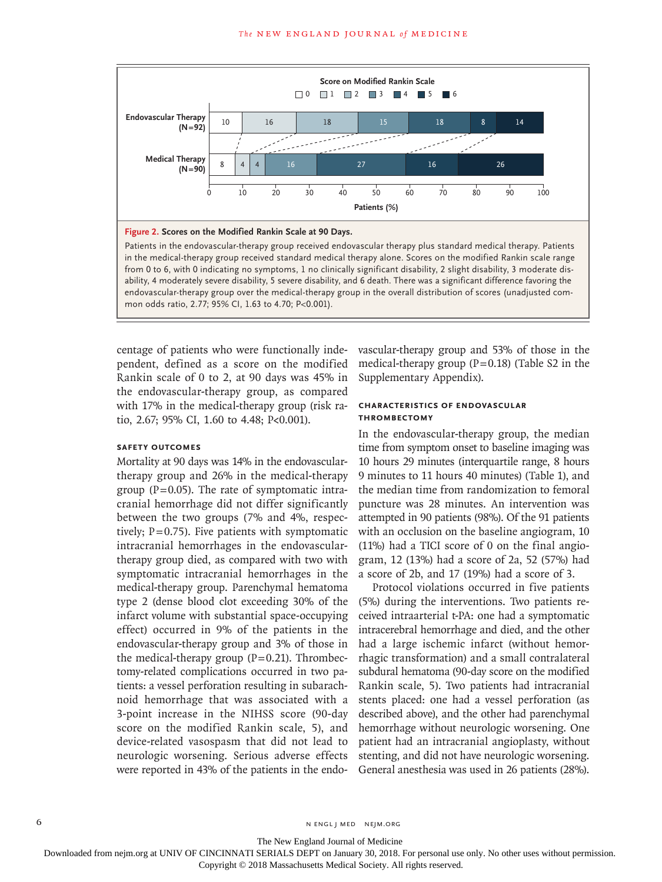**Figure 2. Scores on the Modified Rankin Scale at 90 Days.**

| Score on Modified Rankin Scale | 0 | 1 | 2 | 3 | 4 | 5 | 6 |
|---|---|---|---|---|---|---|---|
| Endovascular Therapy (N=92) | 10 | 16 | 18 | 15 | 18 | 8 | 14 |
| Medical Therapy (N=90) | 8 | 4 | 4 | 16 | 27 | 16 | 26 |

Patients (%)

Patients in the endovascular-therapy group received endovascular therapy plus standard medical therapy. Patients in the medical-therapy group received standard medical therapy alone. Scores on the modified Rankin scale range from 0 to 6, with 0 indicating no symptoms, 1 no clinically significant disability, 2 slight disability, 3 moderate disability, 4 moderately severe disability, 5 severe disability, and 6 death. There was a significant difference favoring the endovascular-therapy group over the medical-therapy group in the overall distribution of scores (unadjusted common odds ratio, 2.77; 95% CI, 1.63 to 4.70; P<0.001).

centage of patients who were functionally independent, defined as a score on the modified Rankin scale of 0 to 2, at 90 days was 45% in the endovascular-therapy group, as compared with 17% in the medical-therapy group (risk ratio, 2.67; 95% CI, 1.60 to 4.48; P<0.001).

### SAFETY OUTCOMES

Mortality at 90 days was 14% in the endovascular-therapy group and 26% in the medical-therapy group (P=0.05). The rate of symptomatic intracranial hemorrhage did not differ significantly between the two groups (7% and 4%, respectively; P=0.75). Five patients with symptomatic intracranial hemorrhages in the endovascular-therapy group died, as compared with two with symptomatic intracranial hemorrhages in the medical-therapy group. Parenchymal hematoma type 2 (dense blood clot exceeding 30% of the infarct volume with substantial space-occupying effect) occurred in 9% of the patients in the endovascular-therapy group and 3% of those in the medical-therapy group (P=0.21). Thrombectomy-related complications occurred in two patients: a vessel perforation resulting in subarachnoid hemorrhage that was associated with a 3-point increase in the NIHSS score (90-day score on the modified Rankin scale, 5), and device-related vasospasm that did not lead to neurologic worsening. Serious adverse effects were reported in 43% of the patients in the endovascular-therapy group and 53% of those in the medical-therapy group (P=0.18) (Table S2 in the Supplementary Appendix).

### CHARACTERISTICS OF ENDOVASCULAR THROMBECTOMY

In the endovascular-therapy group, the median time from symptom onset to baseline imaging was 10 hours 29 minutes (interquartile range, 8 hours 9 minutes to 11 hours 40 minutes) (Table 1), and the median time from randomization to femoral puncture was 28 minutes. An intervention was attempted in 90 patients (98%). Of the 91 patients with an occlusion on the baseline angiogram, 10 (11%) had a TICI score of 0 on the final angiogram, 12 (13%) had a score of 2a, 52 (57%) had a score of 2b, and 17 (19%) had a score of 3.

Protocol violations occurred in five patients (5%) during the interventions. Two patients received intraarterial t-PA: one had a symptomatic intracerebral hemorrhage and died, and the other had a large ischemic infarct (without hemorrhagic transformation) and a small contralateral subdural hematoma (90-day score on the modified Rankin scale, 5). Two patients had intracranial stents placed: one had a vessel perforation (as described above), and the other had parenchymal hemorrhage without neurologic worsening. One patient had an intracranial angioplasty, without stenting, and did not have neurologic worsening. General anesthesia was used in 26 patients (28%).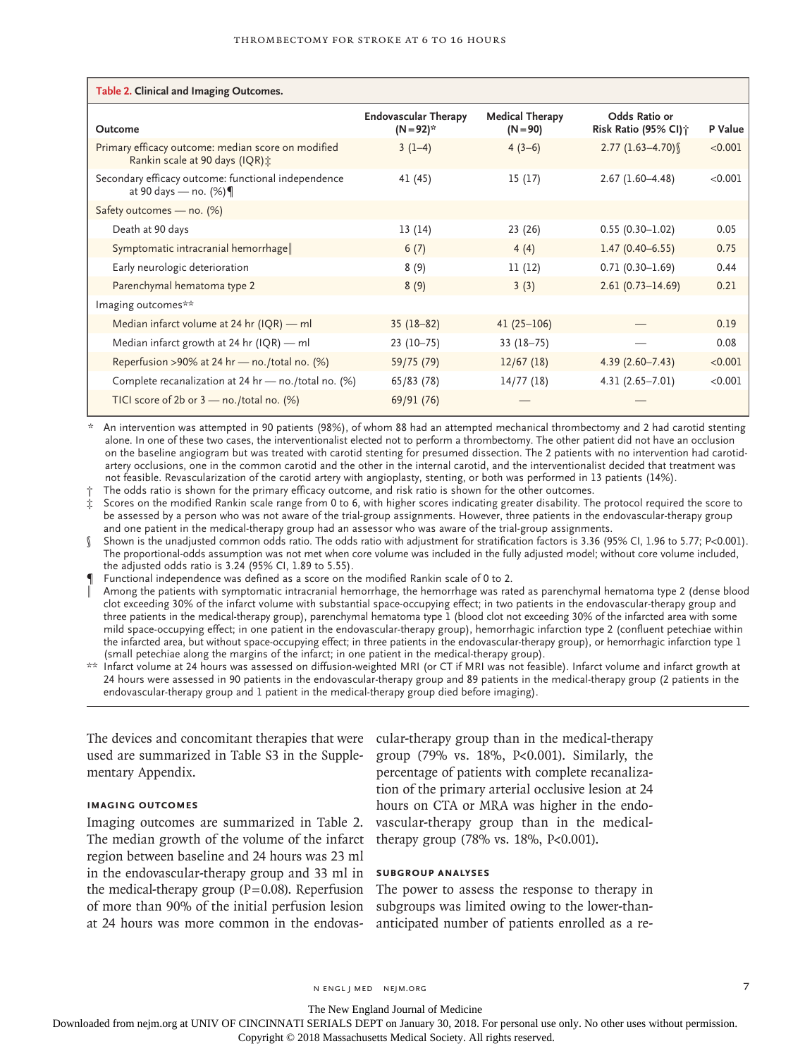**Table 2. Clinical and Imaging Outcomes.**

| Outcome | Endovascular Therapy (N=92)* | Medical Therapy (N=90) | Odds Ratio or Risk Ratio (95% CI)† | P Value |
|---|---|---|---|---|
| Primary efficacy outcome: median score on modified Rankin scale at 90 days (IQR)‡ | 3 (1–4) | 4 (3–6) | 2.77 (1.63–4.70)§ | <0.001 |
| Secondary efficacy outcome: functional independence at 90 days — no. (%)¶ | 41 (45) | 15 (17) | 2.67 (1.60–4.48) | <0.001 |
| Safety outcomes — no. (%) | | | | |
| Death at 90 days | 13 (14) | 23 (26) | 0.55 (0.30–1.02) | 0.05 |
| Symptomatic intracranial hemorrhage‖ | 6 (7) | 4 (4) | 1.47 (0.40–6.55) | 0.75 |
| Early neurologic deterioration | 8 (9) | 11 (12) | 0.71 (0.30–1.69) | 0.44 |
| Parenchymal hematoma type 2 | 8 (9) | 3 (3) | 2.61 (0.73–14.69) | 0.21 |
| Imaging outcomes** | | | | |
| Median infarct volume at 24 hr (IQR) — ml | 35 (18–82) | 41 (25–106) | — | 0.19 |
| Median infarct growth at 24 hr (IQR) — ml | 23 (10–75) | 33 (18–75) | — | 0.08 |
| Reperfusion >90% at 24 hr — no./total no. (%) | 59/75 (79) | 12/67 (18) | 4.39 (2.60–7.43) | <0.001 |
| Complete recanalization at 24 hr — no./total no. (%) | 65/83 (78) | 14/77 (18) | 4.31 (2.65–7.01) | <0.001 |
| TICI score of 2b or 3 — no./total no. (%) | 69/91 (76) | — | — | |

\* An intervention was attempted in 90 patients (98%), of whom 88 had an attempted mechanical thrombectomy and 2 had carotid stenting alone. In one of these two cases, the interventionalist elected not to perform a thrombectomy. The other patient did not have an occlusion on the baseline angiogram but was treated with carotid stenting for presumed dissection. The 2 patients with no intervention had carotid-artery occlusions, one in the common carotid and the other in the internal carotid, and the interventionalist decided that treatment was not feasible. Revascularization of the carotid artery with angioplasty, stenting, or both was performed in 13 patients (14%).

† The odds ratio is shown for the primary efficacy outcome, and risk ratio is shown for the other outcomes.

‡ Scores on the modified Rankin scale range from 0 to 6, with higher scores indicating greater disability. The protocol required the score to be assessed by a person who was not aware of the trial-group assignments. However, three patients in the endovascular-therapy group and one patient in the medical-therapy group had an assessor who was aware of the trial-group assignments.

§ Shown is the unadjusted common odds ratio. The odds ratio with adjustment for stratification factors is 3.36 (95% CI, 1.96 to 5.77; P<0.001). The proportional-odds assumption was not met when core volume was included in the fully adjusted model; without core volume included, the adjusted odds ratio is 3.24 (95% CI, 1.89 to 5.55).

¶ Functional independence was defined as a score on the modified Rankin scale of 0 to 2.

‖ Among the patients with symptomatic intracranial hemorrhage, the hemorrhage was rated as parenchymal hematoma type 2 (dense blood clot exceeding 30% of the infarct volume with substantial space-occupying effect; in two patients in the endovascular-therapy group and three patients in the medical-therapy group), parenchymal hematoma type 1 (blood clot not exceeding 30% of the infarcted area with some mild space-occupying effect; in one patient in the endovascular-therapy group), hemorrhagic infarction type 2 (confluent petechiae within the infarcted area, but without space-occupying effect; in three patients in the endovascular-therapy group), or hemorrhagic infarction type 1 (small petechiae along the margins of the infarct; in one patient in the medical-therapy group).

\*\* Infarct volume at 24 hours was assessed on diffusion-weighted MRI (or CT if MRI was not feasible). Infarct volume and infarct growth at 24 hours were assessed in 90 patients in the endovascular-therapy group and 89 patients in the medical-therapy group (2 patients in the endovascular-therapy group and 1 patient in the medical-therapy group died before imaging).

The devices and concomitant therapies that were used are summarized in Table S3 in the Supplementary Appendix.

### IMAGING OUTCOMES

Imaging outcomes are summarized in Table 2. The median growth of the volume of the infarct region between baseline and 24 hours was 23 ml in the endovascular-therapy group and 33 ml in the medical-therapy group (P=0.08). Reperfusion of more than 90% of the initial perfusion lesion at 24 hours was more common in the endovascular-therapy group than in the medical-therapy group (79% vs. 18%, P<0.001). Similarly, the percentage of patients with complete recanalization of the primary arterial occlusive lesion at 24 hours on CTA or MRA was higher in the endovascular-therapy group than in the medical-therapy group (78% vs. 18%, P<0.001).

### SUBGROUP ANALYSES

The power to assess the response to therapy in subgroups was limited owing to the lower-than-anticipated number of patients enrolled as a re-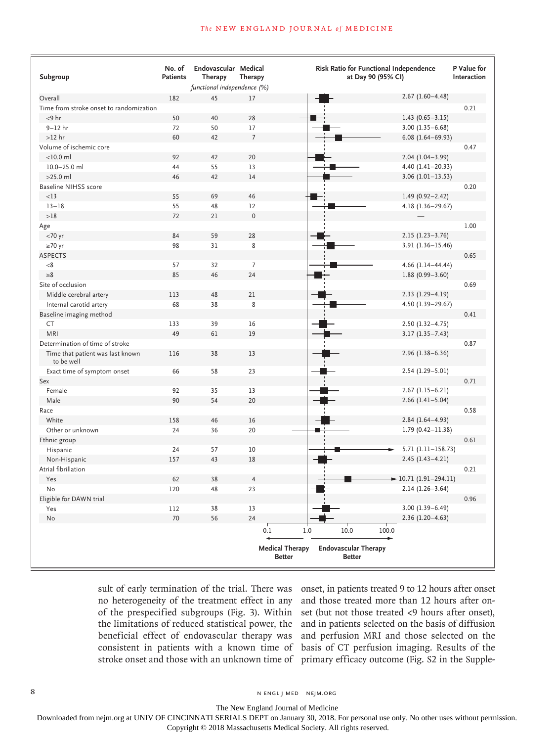| Subgroup | No. of Patients | Endovascular Therapy | Medical Therapy | Risk Ratio for Functional Independence at Day 90 (95% CI) | P Value for Interaction |
|---|---|---|---|---|---|
| | | *functional independence (%)* | | | |
| Overall | 182 | 45 | 17 | 2.67 (1.60–4.48) | |
| Time from stroke onset to randomization | | | | | 0.21 |
| <9 hr | 50 | 40 | 28 | 1.43 (0.65–3.15) | |
| 9–12 hr | 72 | 50 | 17 | 3.00 (1.35–6.68) | |
| >12 hr | 60 | 42 | 7 | 6.08 (1.64–69.93) | |
| Volume of ischemic core | | | | | 0.47 |
| <10.0 ml | 92 | 42 | 20 | 2.04 (1.04–3.99) | |
| 10.0–25.0 ml | 44 | 55 | 13 | 4.40 (1.41–20.33) | |
| >25.0 ml | 46 | 42 | 14 | 3.06 (1.01–13.53) | |
| Baseline NIHSS score | | | | | 0.20 |
| <13 | 55 | 69 | 46 | 1.49 (0.92–2.42) | |
| 13–18 | 55 | 48 | 12 | 4.18 (1.36–29.67) | |
| >18 | 72 | 21 | 0 | — | |
| Age | | | | | 1.00 |
| <70 yr | 84 | 59 | 28 | 2.15 (1.23–3.76) | |
| ≥70 yr | 98 | 31 | 8 | 3.91 (1.36–15.46) | |
| ASPECTS | | | | | 0.65 |
| <8 | 57 | 32 | 7 | 4.66 (1.14–44.44) | |
| ≥8 | 85 | 46 | 24 | 1.88 (0.99–3.60) | |
| Site of occlusion | | | | | 0.69 |
| Middle cerebral artery | 113 | 48 | 21 | 2.33 (1.29–4.19) | |
| Internal carotid artery | 68 | 38 | 8 | 4.50 (1.39–29.67) | |
| Baseline imaging method | | | | | 0.41 |
| CT | 133 | 39 | 16 | 2.50 (1.32–4.75) | |
| MRI | 49 | 61 | 19 | 3.17 (1.35–7.43) | |
| Determination of time of stroke | | | | | 0.87 |
| Time that patient was last known to be well | 116 | 38 | 13 | 2.96 (1.38–6.36) | |
| Exact time of symptom onset | 66 | 58 | 23 | 2.54 (1.29–5.01) | |
| Sex | | | | | 0.71 |
| Female | 92 | 35 | 13 | 2.67 (1.15–6.21) | |
| Male | 90 | 54 | 20 | 2.66 (1.41–5.04) | |
| Race | | | | | 0.58 |
| White | 158 | 46 | 16 | 2.84 (1.64–4.93) | |
| Other or unknown | 24 | 36 | 20 | 1.79 (0.42–11.38) | |
| Ethnic group | | | | | 0.61 |
| Hispanic | 24 | 57 | 10 | 5.71 (1.11–158.73) | |
| Non-Hispanic | 157 | 43 | 18 | 2.45 (1.43–4.21) | |
| Atrial fibrillation | | | | | 0.21 |
| Yes | 62 | 38 | 4 | 10.71 (1.91–294.11) | |
| No | 120 | 48 | 23 | 2.14 (1.26–3.64) | |
| Eligible for DAWN trial | | | | | 0.96 |
| Yes | 112 | 38 | 13 | 3.00 (1.39–6.49) | |
| No | 70 | 56 | 24 | 2.36 (1.20–4.63) | |

(Risk ratio axis: 0.1, 1.0, 10.0, 100.0; ← Medical Therapy Better | Endovascular Therapy Better →)

sult of early termination of the trial. There was no heterogeneity of the treatment effect in any of the prespecified subgroups (Fig. 3). Within the limitations of reduced statistical power, the beneficial effect of endovascular therapy was consistent in patients with a known time of stroke onset and those with an unknown time of onset, in patients treated 9 to 12 hours after onset and those treated more than 12 hours after onset (but not those treated <9 hours after onset), and in patients selected on the basis of diffusion and perfusion MRI and those selected on the basis of CT perfusion imaging. Results of the primary efficacy outcome (Fig. S2 in the Supple-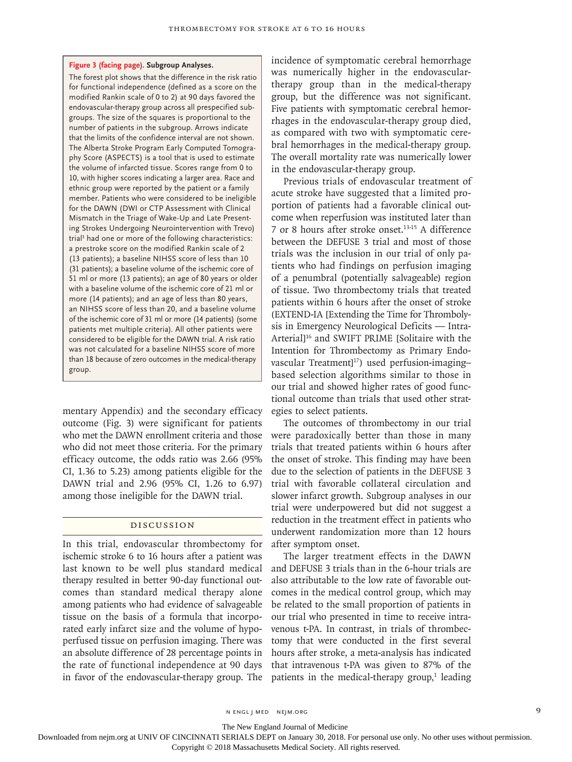**Figure 3 (facing page). Subgroup Analyses.**

The forest plot shows that the difference in the risk ratio for functional independence (defined as a score on the modified Rankin scale of 0 to 2) at 90 days favored the endovascular-therapy group across all prespecified subgroups. The size of the squares is proportional to the number of patients in the subgroup. Arrows indicate that the limits of the confidence interval are not shown. The Alberta Stroke Program Early Computed Tomography Score (ASPECTS) is a tool that is used to estimate the volume of infarcted tissue. Scores range from 0 to 10, with higher scores indicating a larger area. Race and ethnic group were reported by the patient or a family member. Patients who were considered to be ineligible for the DAWN (DWI or CTP Assessment with Clinical Mismatch in the Triage of Wake-Up and Late Presenting Strokes Undergoing Neurointervention with Trevo) trial[3] had one or more of the following characteristics: a prestroke score on the modified Rankin scale of 2 (13 patients); a baseline NIHSS score of less than 10 (31 patients); a baseline volume of the ischemic core of 51 ml or more (13 patients); an age of 80 years or older with a baseline volume of the ischemic core of 21 ml or more (14 patients); and an age of less than 80 years, an NIHSS score of less than 20, and a baseline volume of the ischemic core of 31 ml or more (14 patients) (some patients met multiple criteria). All other patients were considered to be eligible for the DAWN trial. A risk ratio was not calculated for a baseline NIHSS score of more than 18 because of zero outcomes in the medical-therapy group.

mentary Appendix) and the secondary efficacy outcome (Fig. 3) were significant for patients who met the DAWN enrollment criteria and those who did not meet those criteria. For the primary efficacy outcome, the odds ratio was 2.66 (95% CI, 1.36 to 5.23) among patients eligible for the DAWN trial and 2.96 (95% CI, 1.26 to 6.97) among those ineligible for the DAWN trial.

## Discussion

In this trial, endovascular thrombectomy for ischemic stroke 6 to 16 hours after a patient was last known to be well plus standard medical therapy resulted in better 90-day functional outcomes than standard medical therapy alone among patients who had evidence of salvageable tissue on the basis of a formula that incorporated early infarct size and the volume of hypoperfused tissue on perfusion imaging. There was an absolute difference of 28 percentage points in the rate of functional independence at 90 days in favor of the endovascular-therapy group. The incidence of symptomatic cerebral hemorrhage was numerically higher in the endovascular-therapy group than in the medical-therapy group, but the difference was not significant. Five patients with symptomatic cerebral hemorrhages in the endovascular-therapy group died, as compared with two with symptomatic cerebral hemorrhages in the medical-therapy group. The overall mortality rate was numerically lower in the endovascular-therapy group.

Previous trials of endovascular treatment of acute stroke have suggested that a limited proportion of patients had a favorable clinical outcome when reperfusion was instituted later than 7 or 8 hours after stroke onset.[13-15] A difference between the DEFUSE 3 trial and most of those trials was the inclusion in our trial of only patients who had findings on perfusion imaging of a penumbral (potentially salvageable) region of tissue. Two thrombectomy trials that treated patients within 6 hours after the onset of stroke (EXTEND-IA [Extending the Time for Thrombolysis in Emergency Neurological Deficits — Intra-Arterial][16] and SWIFT PRIME [Solitaire with the Intention for Thrombectomy as Primary Endovascular Treatment][17]) used perfusion-imaging–based selection algorithms similar to those in our trial and showed higher rates of good functional outcome than trials that used other strategies to select patients.

The outcomes of thrombectomy in our trial were paradoxically better than those in many trials that treated patients within 6 hours after the onset of stroke. This finding may have been due to the selection of patients in the DEFUSE 3 trial with favorable collateral circulation and slower infarct growth. Subgroup analyses in our trial were underpowered but did not suggest a reduction in the treatment effect in patients who underwent randomization more than 12 hours after symptom onset.

The larger treatment effects in the DAWN and DEFUSE 3 trials than in the 6-hour trials are also attributable to the low rate of favorable outcomes in the medical control group, which may be related to the small proportion of patients in our trial who presented in time to receive intravenous t-PA. In contrast, in trials of thrombectomy that were conducted in the first several hours after stroke, a meta-analysis has indicated that intravenous t-PA was given to 87% of the patients in the medical-therapy group,[1] leading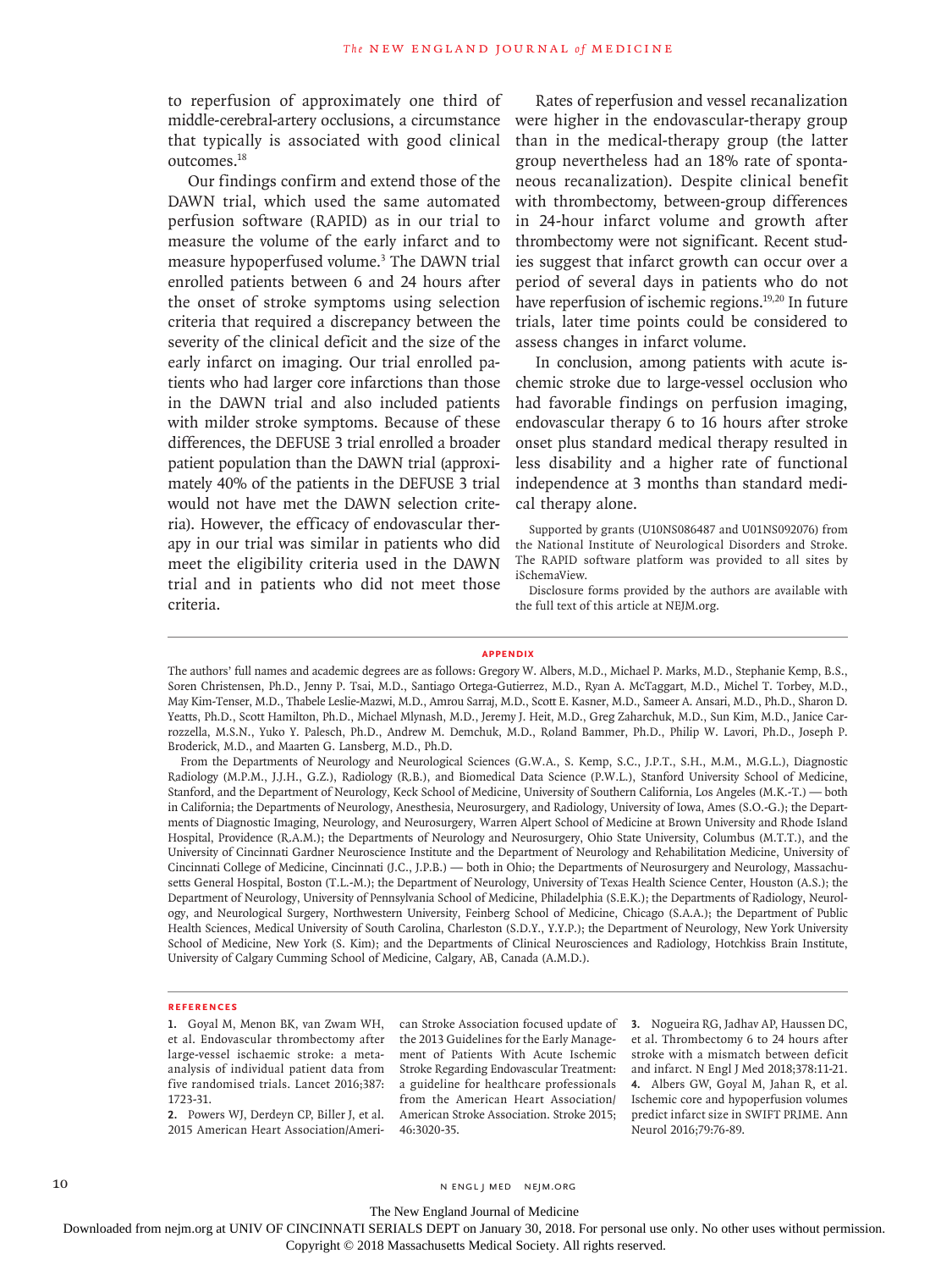to reperfusion of approximately one third of middle-cerebral-artery occlusions, a circumstance that typically is associated with good clinical outcomes.[18]

Our findings confirm and extend those of the DAWN trial, which used the same automated perfusion software (RAPID) as in our trial to measure the volume of the early infarct and to measure hypoperfused volume.[3] The DAWN trial enrolled patients between 6 and 24 hours after the onset of stroke symptoms using selection criteria that required a discrepancy between the severity of the clinical deficit and the size of the early infarct on imaging. Our trial enrolled patients who had larger core infarctions than those in the DAWN trial and also included patients with milder stroke symptoms. Because of these differences, the DEFUSE 3 trial enrolled a broader patient population than the DAWN trial (approximately 40% of the patients in the DEFUSE 3 trial would not have met the DAWN selection criteria). However, the efficacy of endovascular therapy in our trial was similar in patients who did meet the eligibility criteria used in the DAWN trial and in patients who did not meet those criteria.

Rates of reperfusion and vessel recanalization were higher in the endovascular-therapy group than in the medical-therapy group (the latter group nevertheless had an 18% rate of spontaneous recanalization). Despite clinical benefit with thrombectomy, between-group differences in 24-hour infarct volume and growth after thrombectomy were not significant. Recent studies suggest that infarct growth can occur over a period of several days in patients who do not have reperfusion of ischemic regions.[19,20] In future trials, later time points could be considered to assess changes in infarct volume.

In conclusion, among patients with acute ischemic stroke due to large-vessel occlusion who had favorable findings on perfusion imaging, endovascular therapy 6 to 16 hours after stroke onset plus standard medical therapy resulted in less disability and a higher rate of functional independence at 3 months than standard medical therapy alone.

Supported by grants (U10NS086487 and U01NS092076) from the National Institute of Neurological Disorders and Stroke. The RAPID software platform was provided to all sites by iSchemaView.

Disclosure forms provided by the authors are available with the full text of this article at NEJM.org.

## Appendix

The authors' full names and academic degrees are as follows: Gregory W. Albers, M.D., Michael P. Marks, M.D., Stephanie Kemp, B.S., Soren Christensen, Ph.D., Jenny P. Tsai, M.D., Santiago Ortega-Gutierrez, M.D., Ryan A. McTaggart, M.D., Michel T. Torbey, M.D., May Kim-Tenser, M.D., Thabele Leslie-Mazwi, M.D., Amrou Sarraj, M.D., Scott E. Kasner, M.D., Sameer A. Ansari, M.D., Ph.D., Sharon D. Yeatts, Ph.D., Scott Hamilton, Ph.D., Michael Mlynash, M.D., Jeremy J. Heit, M.D., Greg Zaharchuk, M.D., Sun Kim, M.D., Janice Carrozzella, M.S.N., Yuko Y. Palesch, Ph.D., Andrew M. Demchuk, M.D., Roland Bammer, Ph.D., Philip W. Lavori, Ph.D., Joseph P. Broderick, M.D., and Maarten G. Lansberg, M.D., Ph.D.

From the Departments of Neurology and Neurological Sciences (G.W.A., S. Kemp, S.C., J.P.T., S.H., M.M., M.G.L.), Diagnostic Radiology (M.P.M., J.J.H., G.Z.), Radiology (R.B.), and Biomedical Data Science (P.W.L.), Stanford University School of Medicine, Stanford, and the Department of Neurology, Keck School of Medicine, University of Southern California, Los Angeles (M.K.-T.) — both in California; the Departments of Neurology, Anesthesia, Neurosurgery, and Radiology, University of Iowa, Ames (S.O.-G.); the Departments of Diagnostic Imaging, Neurology, and Neurosurgery, Warren Alpert School of Medicine at Brown University and Rhode Island Hospital, Providence (R.A.M.); the Departments of Neurology and Neurosurgery, Ohio State University, Columbus (M.T.T.), and the University of Cincinnati Gardner Neuroscience Institute and the Department of Neurology and Rehabilitation Medicine, University of Cincinnati College of Medicine, Cincinnati (J.C., J.P.B.) — both in Ohio; the Departments of Neurosurgery and Neurology, Massachusetts General Hospital, Boston (T.L.-M.); the Department of Neurology, University of Texas Health Science Center, Houston (A.S.); the Department of Neurology, University of Pennsylvania School of Medicine, Philadelphia (S.E.K.); the Departments of Radiology, Neurology, and Neurological Surgery, Northwestern University, Feinberg School of Medicine, Chicago (S.A.A.); the Department of Public Health Sciences, Medical University of South Carolina, Charleston (S.D.Y., Y.Y.P.); the Department of Neurology, New York University School of Medicine, New York (S. Kim); and the Departments of Clinical Neurosciences and Radiology, Hotchkiss Brain Institute, University of Calgary Cumming School of Medicine, Calgary, AB, Canada (A.M.D.).

## References

1. Goyal M, Menon BK, van Zwam WH, et al. Endovascular thrombectomy after large-vessel ischaemic stroke: a meta-analysis of individual patient data from five randomised trials. Lancet 2016;387:1723-31.
2. Powers WJ, Derdeyn CP, Biller J, et al. 2015 American Heart Association/American Stroke Association focused update of the 2013 Guidelines for the Early Management of Patients With Acute Ischemic Stroke Regarding Endovascular Treatment: a guideline for healthcare professionals from the American Heart Association/American Stroke Association. Stroke 2015;46:3020-35.
3. Nogueira RG, Jadhav AP, Haussen DC, et al. Thrombectomy 6 to 24 hours after stroke with a mismatch between deficit and infarct. N Engl J Med 2018;378:11-21.
4. Albers GW, Goyal M, Jahan R, et al. Ischemic core and hypoperfusion volumes predict infarct size in SWIFT PRIME. Ann Neurol 2016;79:76-89.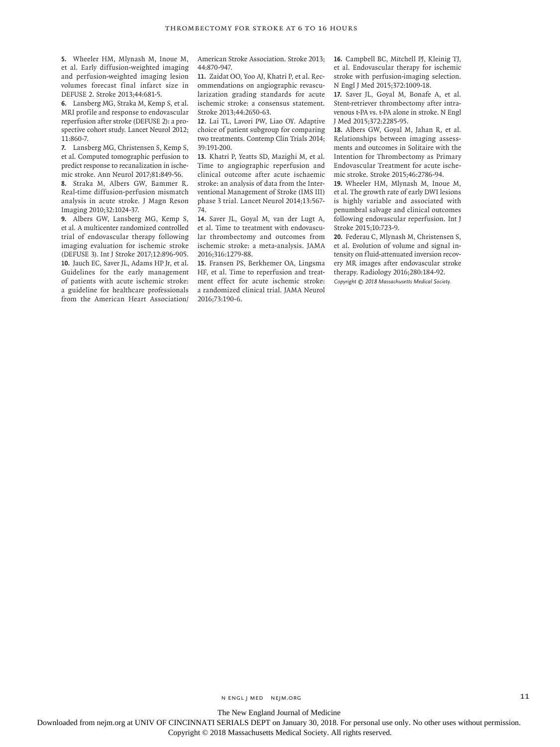**5.** Wheeler HM, Mlynash M, Inoue M, et al. Early diffusion-weighted imaging and perfusion-weighted imaging lesion volumes forecast final infarct size in DEFUSE 2. Stroke 2013;44:681-5.

**6.** Lansberg MG, Straka M, Kemp S, et al. MRI profile and response to endovascular reperfusion after stroke (DEFUSE 2): a prospective cohort study. Lancet Neurol 2012; 11:860-7.

**7.** Lansberg MG, Christensen S, Kemp S, et al. Computed tomographic perfusion to predict response to recanalization in ischemic stroke. Ann Neurol 2017;81:849-56.

**8.** Straka M, Albers GW, Bammer R. Real-time diffusion-perfusion mismatch analysis in acute stroke. J Magn Reson Imaging 2010;32:1024-37.

**9.** Albers GW, Lansberg MG, Kemp S, et al. A multicenter randomized controlled trial of endovascular therapy following imaging evaluation for ischemic stroke (DEFUSE 3). Int J Stroke 2017;12:896-905.

**10.** Jauch EC, Saver JL, Adams HP Jr, et al. Guidelines for the early management of patients with acute ischemic stroke: a guideline for healthcare professionals from the American Heart Association/American Stroke Association. Stroke 2013; 44:870-947.

**11.** Zaidat OO, Yoo AJ, Khatri P, et al. Recommendations on angiographic revascularization grading standards for acute ischemic stroke: a consensus statement. Stroke 2013;44:2650-63.

**12.** Lai TL, Lavori PW, Liao OY. Adaptive choice of patient subgroup for comparing two treatments. Contemp Clin Trials 2014; 39:191-200.

**13.** Khatri P, Yeatts SD, Mazighi M, et al. Time to angiographic reperfusion and clinical outcome after acute ischaemic stroke: an analysis of data from the Interventional Management of Stroke (IMS III) phase 3 trial. Lancet Neurol 2014;13:567-74.

**14.** Saver JL, Goyal M, van der Lugt A, et al. Time to treatment with endovascular thrombectomy and outcomes from ischemic stroke: a meta-analysis. JAMA 2016;316:1279-88.

**15.** Fransen PS, Berkhemer OA, Lingsma HF, et al. Time to reperfusion and treatment effect for acute ischemic stroke: a randomized clinical trial. JAMA Neurol 2016;73:190-6.

**16.** Campbell BC, Mitchell PJ, Kleinig TJ, et al. Endovascular therapy for ischemic stroke with perfusion-imaging selection. N Engl J Med 2015;372:1009-18.

**17.** Saver JL, Goyal M, Bonafe A, et al. Stent-retriever thrombectomy after intravenous t-PA vs. t-PA alone in stroke. N Engl J Med 2015;372:2285-95.

**18.** Albers GW, Goyal M, Jahan R, et al. Relationships between imaging assessments and outcomes in Solitaire with the Intention for Thrombectomy as Primary Endovascular Treatment for acute ischemic stroke. Stroke 2015;46:2786-94.

**19.** Wheeler HM, Mlynash M, Inoue M, et al. The growth rate of early DWI lesions is highly variable and associated with penumbral salvage and clinical outcomes following endovascular reperfusion. Int J Stroke 2015;10:723-9.

**20.** Federau C, Mlynash M, Christensen S, et al. Evolution of volume and signal intensity on fluid-attenuated inversion recovery MR images after endovascular stroke therapy. Radiology 2016;280:184-92.

*Copyright © 2018 Massachusetts Medical Society.*